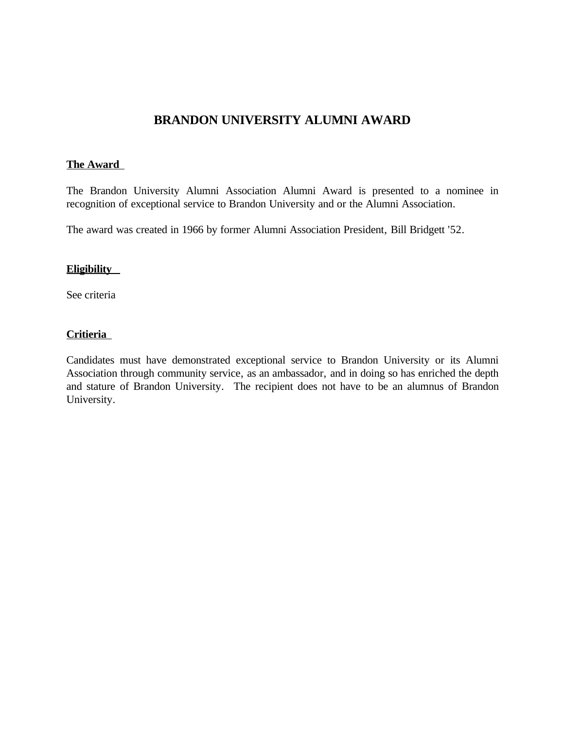# BRANDON UNIVERSITY ALUMNI AWARD

## The Award

The Brandon University Alumni Association Alumni Award is presented to a nominee in recognition of exceptional service to Brandon University and or the Alumni Association.

The award was created in 1966 by former Alumni Association President, Bill Bridgett '52.

## Eligibility

See criteria

## Critieria

Candidates must have demonstrated exceptional service to Brandon University or its Alumni Association through community service, as an ambassador, and in doing so has enriched the depth and stature of Brandon University. The recipient does not have to be an alumnus of Brandon University.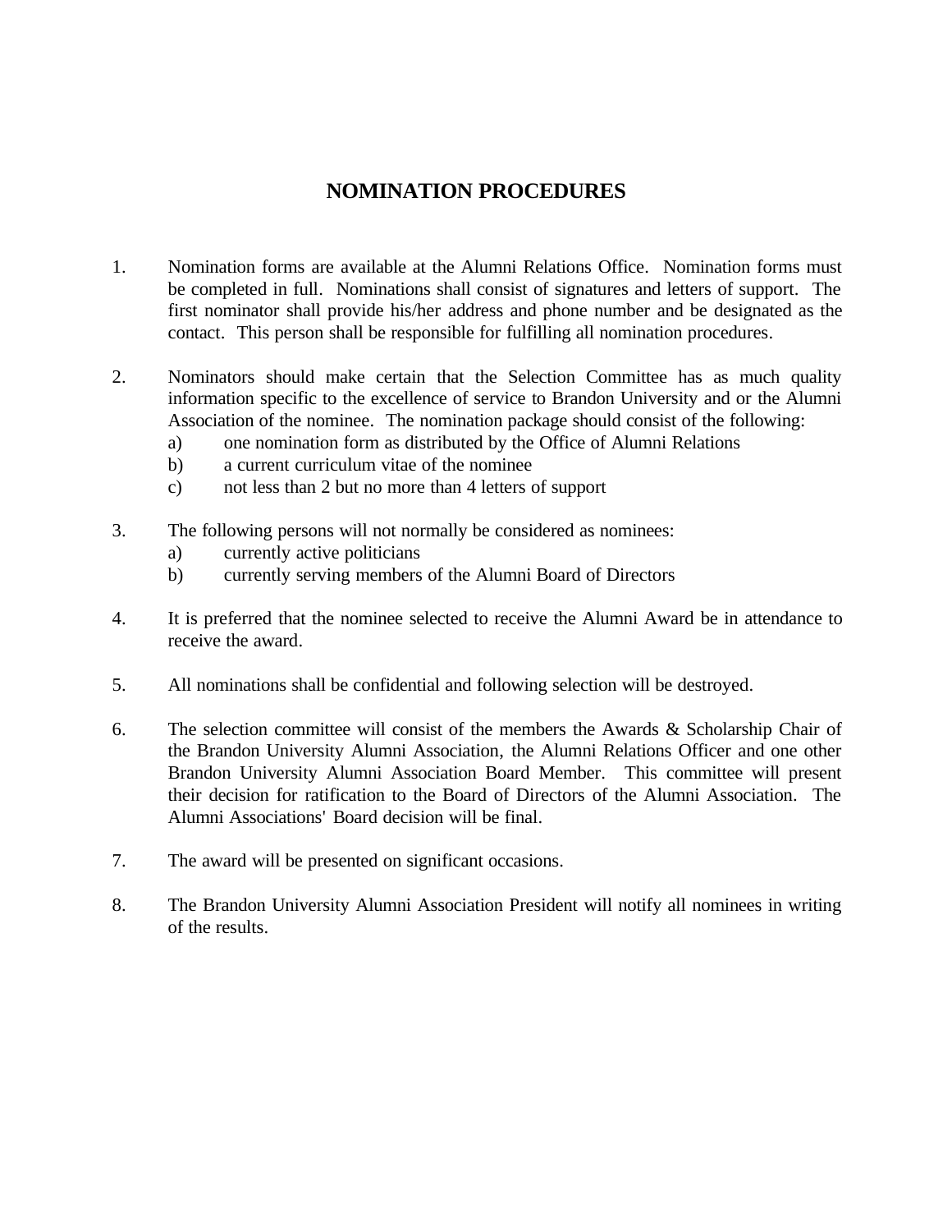# NOMINATION PROCEDURES

1. Nomination forms are available at the Alumni Relations Office. Nomination forms must be completed in full. Nominations shall consist of signatures and letters of support. The first nominator shall provide his/her address and phone number and be designated as the contact. This person shall be responsible for fulfilling all nomination procedures.

2. Nominators should make certain that the Selection Committee has as much quality information specific to the excellence of service to Brandon University and or the Alumni Association of the nominee. The nomination package should consist of the following:
   a) one nomination form as distributed by the Office of Alumni Relations
   b) a current curriculum vitae of the nominee
   c) not less than 2 but no more than 4 letters of support

3. The following persons will not normally be considered as nominees:
   a) currently active politicians
   b) currently serving members of the Alumni Board of Directors

4. It is preferred that the nominee selected to receive the Alumni Award be in attendance to receive the award.

5. All nominations shall be confidential and following selection will be destroyed.

6. The selection committee will consist of the members the Awards & Scholarship Chair of the Brandon University Alumni Association, the Alumni Relations Officer and one other Brandon University Alumni Association Board Member. This committee will present their decision for ratification to the Board of Directors of the Alumni Association. The Alumni Associations' Board decision will be final.

7. The award will be presented on significant occasions.

8. The Brandon University Alumni Association President will notify all nominees in writing of the results.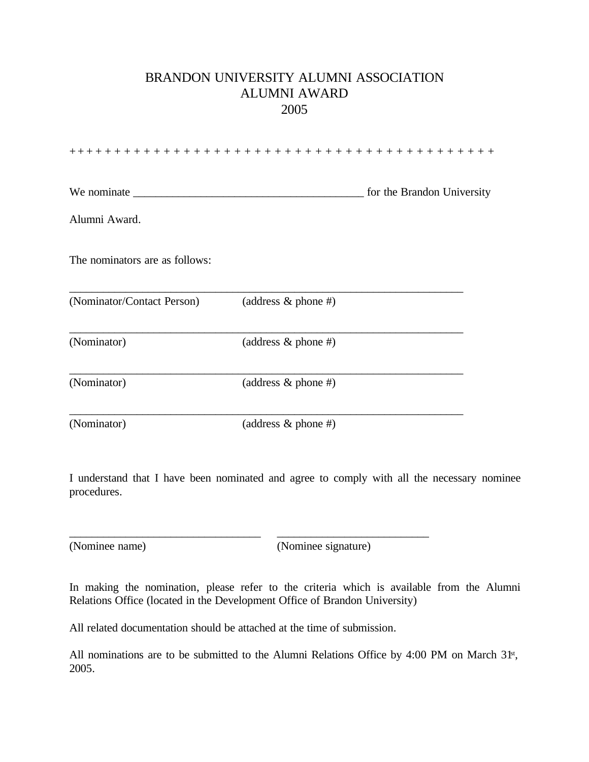# BRANDON UNIVERSITY ALUMNI ASSOCIATION
# ALUMNI AWARD
# 2005

+ + + + + + + + + + + + + + + + + + + + + + + + + + + + + + + + + + + + + + + + + + + + + + + +

We nominate ________________________________________ for the Brandon University Alumni Award.

The nominators are as follows:

______________________________________________________________________
(Nominator/Contact Person) (address & phone #)

______________________________________________________________________
(Nominator) (address & phone #)

______________________________________________________________________
(Nominator) (address & phone #)

______________________________________________________________________
(Nominator) (address & phone #)

I understand that I have been nominated and agree to comply with all the necessary nominee procedures.

_________________________________ __________________________
(Nominee name) (Nominee signature)

In making the nomination, please refer to the criteria which is available from the Alumni Relations Office (located in the Development Office of Brandon University)

All related documentation should be attached at the time of submission.

All nominations are to be submitted to the Alumni Relations Office by 4:00 PM on March 31st, 2005.